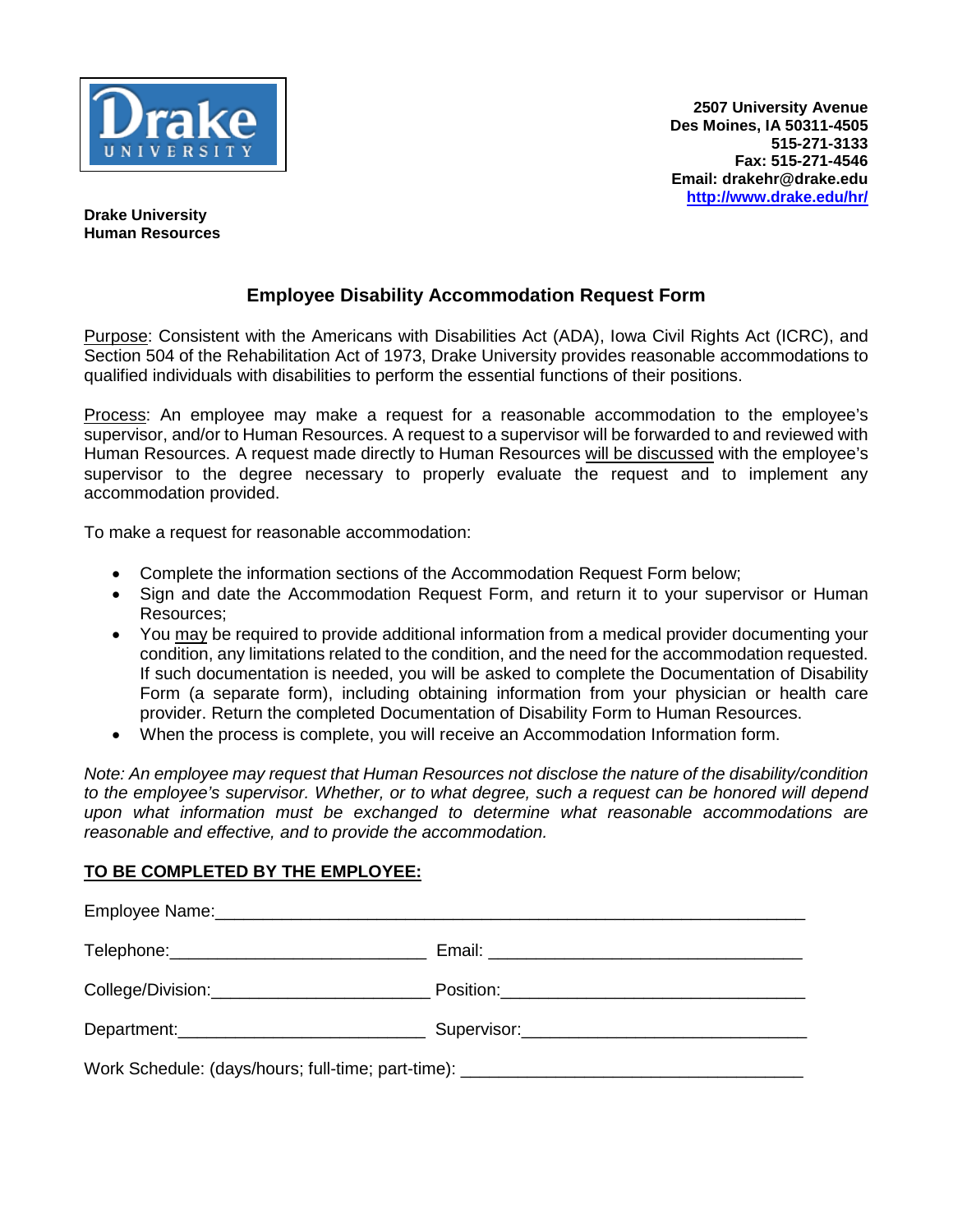Drake University

2507 University Avenue
Des Moines, IA 50311-4505
515-271-3133
Fax: 515-271-4546
Email: drakehr@drake.edu
http://www.drake.edu/hr/

**Drake University**
**Human Resources**

## Employee Disability Accommodation Request Form

Purpose: Consistent with the Americans with Disabilities Act (ADA), Iowa Civil Rights Act (ICRC), and Section 504 of the Rehabilitation Act of 1973, Drake University provides reasonable accommodations to qualified individuals with disabilities to perform the essential functions of their positions.

Process: An employee may make a request for a reasonable accommodation to the employee's supervisor, and/or to Human Resources. A request to a supervisor will be forwarded to and reviewed with Human Resources. A request made directly to Human Resources will be discussed with the employee's supervisor to the degree necessary to properly evaluate the request and to implement any accommodation provided.

To make a request for reasonable accommodation:

- Complete the information sections of the Accommodation Request Form below;
- Sign and date the Accommodation Request Form, and return it to your supervisor or Human Resources;
- You may be required to provide additional information from a medical provider documenting your condition, any limitations related to the condition, and the need for the accommodation requested. If such documentation is needed, you will be asked to complete the Documentation of Disability Form (a separate form), including obtaining information from your physician or health care provider. Return the completed Documentation of Disability Form to Human Resources.
- When the process is complete, you will receive an Accommodation Information form.

*Note: An employee may request that Human Resources not disclose the nature of the disability/condition to the employee's supervisor. Whether, or to what degree, such a request can be honored will depend upon what information must be exchanged to determine what reasonable accommodations are reasonable and effective, and to provide the accommodation.*

**TO BE COMPLETED BY THE EMPLOYEE:**

Employee Name:_______________________________________________________________

Telephone:___________________________ Email: ________________________________

College/Division:_______________________ Position:______________________________

Department:__________________________ Supervisor:____________________________

Work Schedule: (days/hours; full-time; part-time): ___________________________________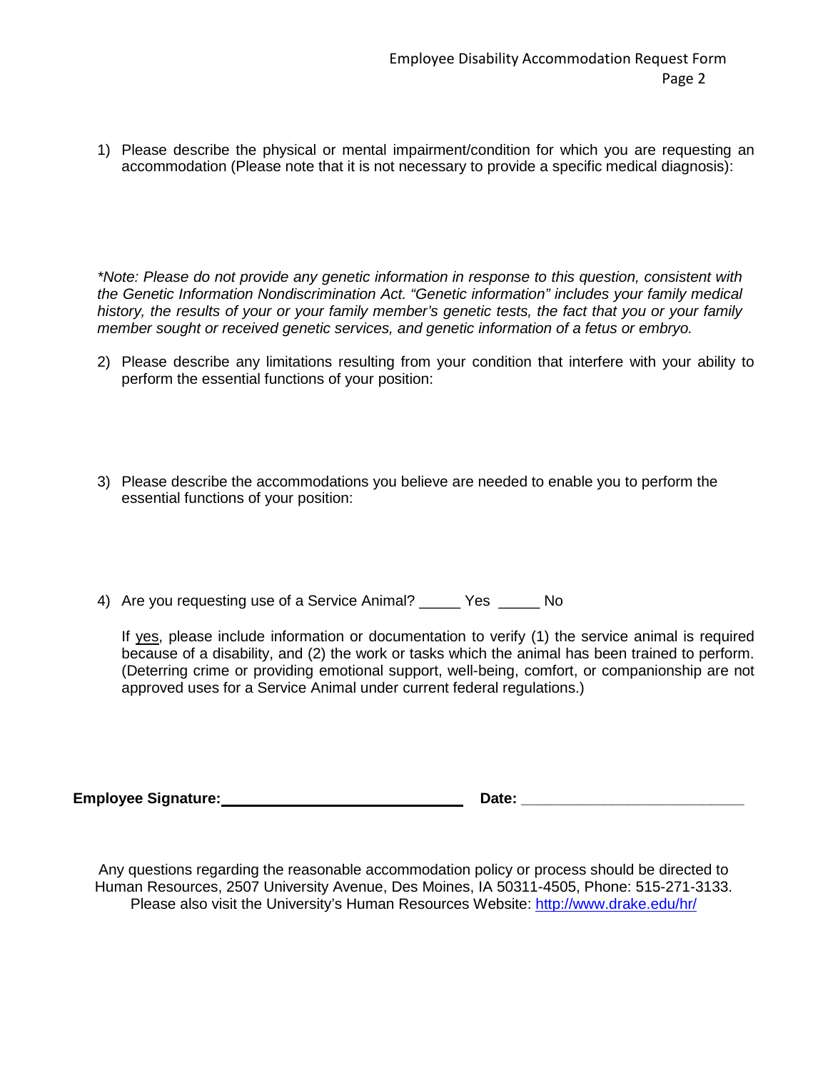1) Please describe the physical or mental impairment/condition for which you are requesting an accommodation (Please note that it is not necessary to provide a specific medical diagnosis):

*\*Note: Please do not provide any genetic information in response to this question, consistent with the Genetic Information Nondiscrimination Act. "Genetic information" includes your family medical history, the results of your or your family member's genetic tests, the fact that you or your family member sought or received genetic services, and genetic information of a fetus or embryo.*

2) Please describe any limitations resulting from your condition that interfere with your ability to perform the essential functions of your position:

3) Please describe the accommodations you believe are needed to enable you to perform the essential functions of your position:

4) Are you requesting use of a Service Animal? _____ Yes _____ No

   If yes, please include information or documentation to verify (1) the service animal is required because of a disability, and (2) the work or tasks which the animal has been trained to perform. (Deterring crime or providing emotional support, well-being, comfort, or companionship are not approved uses for a Service Animal under current federal regulations.)

**Employee Signature:** ______________________________ **Date:** ___________________________

Any questions regarding the reasonable accommodation policy or process should be directed to Human Resources, 2507 University Avenue, Des Moines, IA 50311-4505, Phone: 515-271-3133. Please also visit the University's Human Resources Website: http://www.drake.edu/hr/